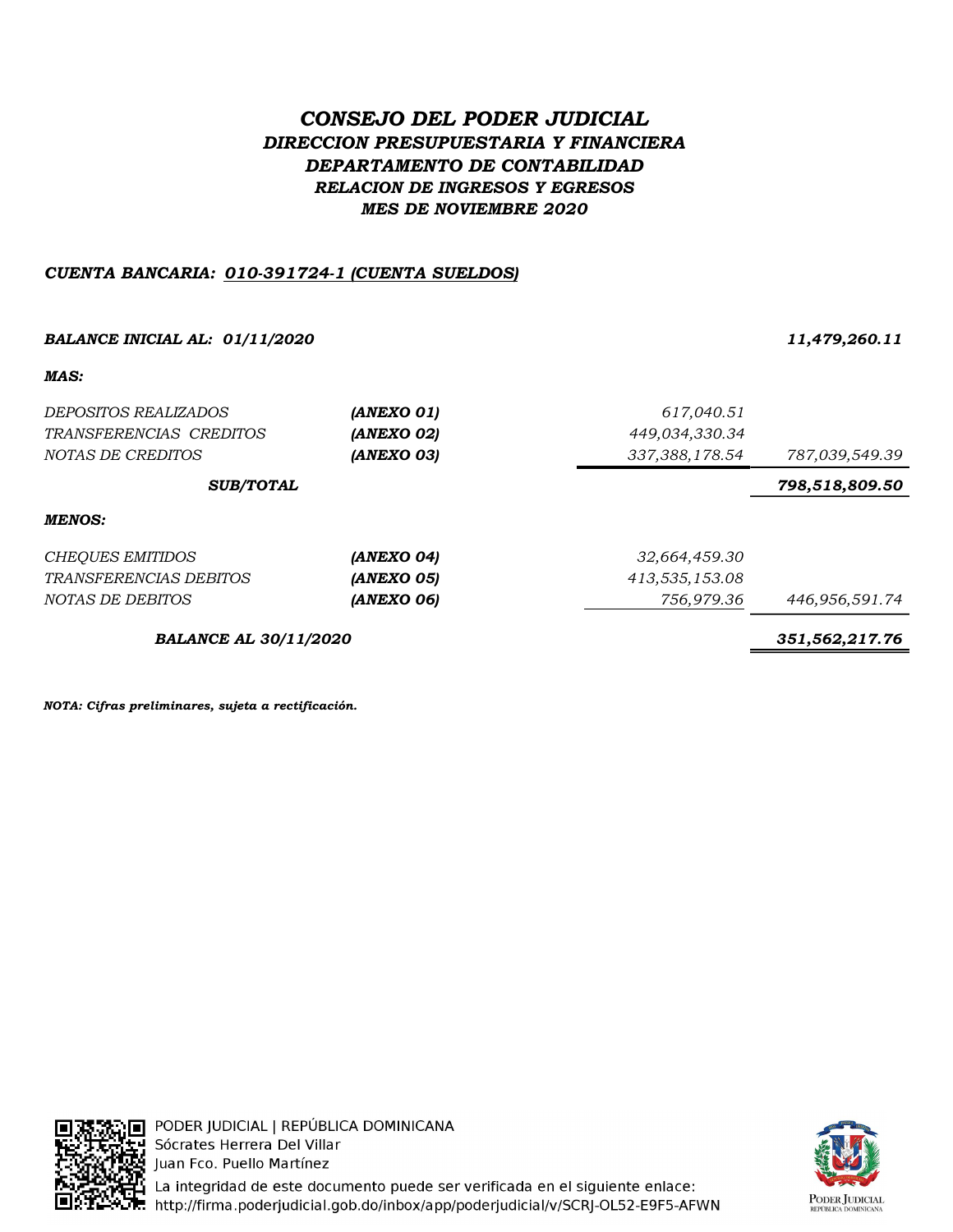# *CONSEJO DEL PODER JUDICIAL*

## *DIRECCION PRESUPUESTARIA Y FINANCIERA*

### *DEPARTAMENTO DE CONTABILIDAD*

### *RELACION DE INGRESOS Y EGRESOS*

### *MES DE NOVIEMBRE 2020*

***CUENTA BANCARIA: 010-391724-1 (CUENTA SUELDOS)***

| | | | |
|---|---|---|---|
| ***BALANCE INICIAL AL: 01/11/2020*** | | | ***11,479,260.11*** |
| ***MAS:*** | | | |
| *DEPOSITOS REALIZADOS* | ***(ANEXO 01)*** | *617,040.51* | |
| *TRANSFERENCIAS CREDITOS* | ***(ANEXO 02)*** | *449,034,330.34* | |
| *NOTAS DE CREDITOS* | ***(ANEXO 03)*** | *337,388,178.54* | *787,039,549.39* |
| ***SUB/TOTAL*** | | | ***798,518,809.50*** |
| ***MENOS:*** | | | |
| *CHEQUES EMITIDOS* | ***(ANEXO 04)*** | *32,664,459.30* | |
| *TRANSFERENCIAS DEBITOS* | ***(ANEXO 05)*** | *413,535,153.08* | |
| *NOTAS DE DEBITOS* | ***(ANEXO 06)*** | *756,979.36* | *446,956,591.74* |
| ***BALANCE AL 30/11/2020*** | | | ***351,562,217.76*** |

***NOTA: Cifras preliminares, sujeta a rectificación.***

PODER JUDICIAL | REPÚBLICA DOMINICANA
Sócrates Herrera Del Villar
Juan Fco. Puello Martínez
La integridad de este documento puede ser verificada en el siguiente enlace:
http://firma.poderjudicial.gob.do/inbox/app/poderjudicial/v/SCRJ-OL52-E9F5-AFWN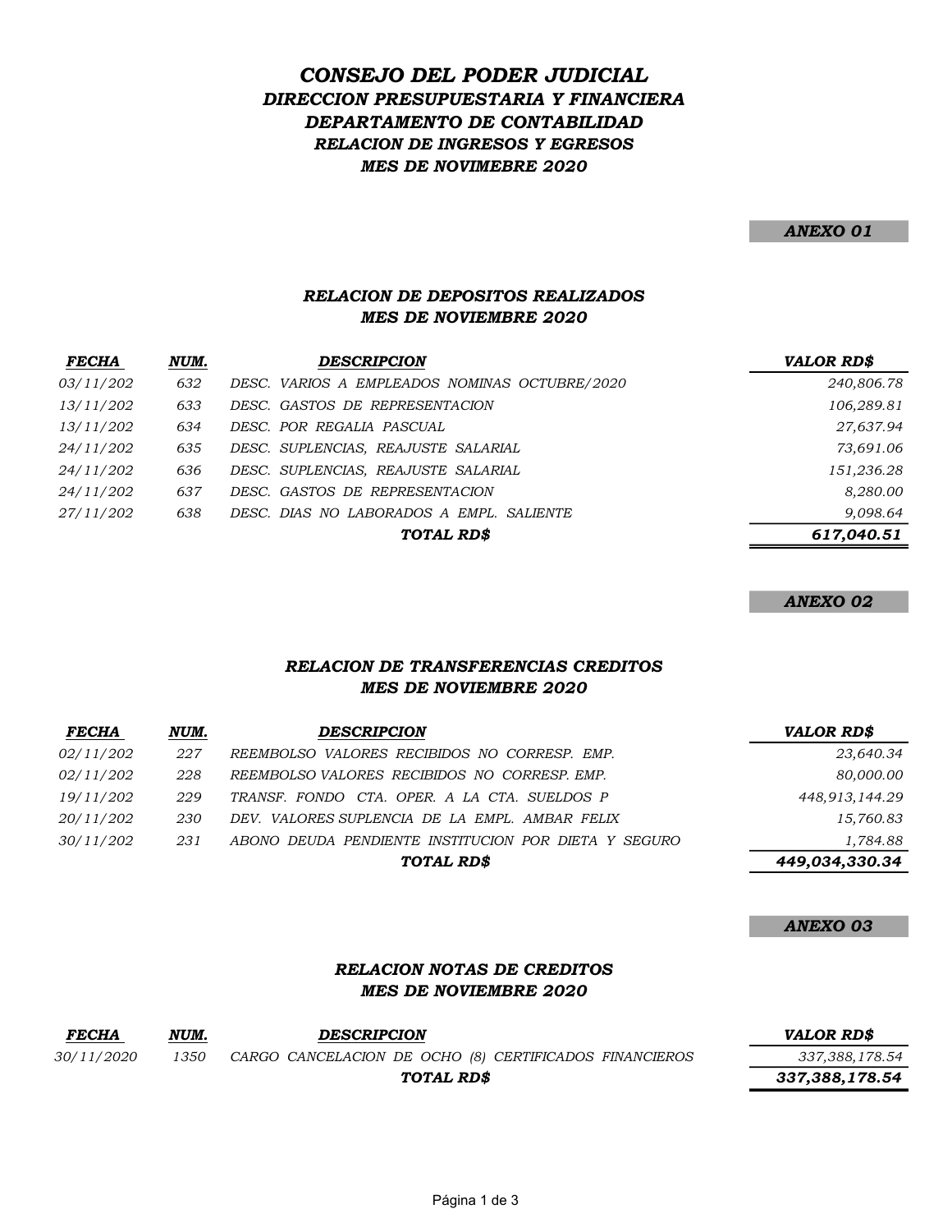# *CONSEJO DEL PODER JUDICIAL*

## *DIRECCION PRESUPUESTARIA Y FINANCIERA*

## *DEPARTAMENTO DE CONTABILIDAD*

### *RELACION DE INGRESOS Y EGRESOS*

### *MES DE NOVIMEBRE 2020*

***ANEXO 01***

### *RELACION DE DEPOSITOS REALIZADOS*
### *MES DE NOVIEMBRE 2020*

| FECHA | NUM. | DESCRIPCION | VALOR RD$ |
|---|---|---|---|
| 03/11/202 | 632 | DESC. VARIOS A EMPLEADOS NOMINAS OCTUBRE/2020 | 240,806.78 |
| 13/11/202 | 633 | DESC. GASTOS DE REPRESENTACION | 106,289.81 |
| 13/11/202 | 634 | DESC. POR REGALIA PASCUAL | 27,637.94 |
| 24/11/202 | 635 | DESC. SUPLENCIAS, REAJUSTE SALARIAL | 73,691.06 |
| 24/11/202 | 636 | DESC. SUPLENCIAS, REAJUSTE SALARIAL | 151,236.28 |
| 24/11/202 | 637 | DESC. GASTOS DE REPRESENTACION | 8,280.00 |
| 27/11/202 | 638 | DESC. DIAS NO LABORADOS A EMPL. SALIENTE | 9,098.64 |
| | | **TOTAL RD$** | **617,040.51** |

***ANEXO 02***

### *RELACION DE TRANSFERENCIAS CREDITOS*
### *MES DE NOVIEMBRE 2020*

| FECHA | NUM. | DESCRIPCION | VALOR RD$ |
|---|---|---|---|
| 02/11/202 | 227 | REEMBOLSO VALORES RECIBIDOS NO CORRESP. EMP. | 23,640.34 |
| 02/11/202 | 228 | REEMBOLSO VALORES RECIBIDOS NO CORRESP. EMP. | 80,000.00 |
| 19/11/202 | 229 | TRANSF. FONDO CTA. OPER. A LA CTA. SUELDOS P | 448,913,144.29 |
| 20/11/202 | 230 | DEV. VALORES SUPLENCIA DE LA EMPL. AMBAR FELIX | 15,760.83 |
| 30/11/202 | 231 | ABONO DEUDA PENDIENTE INSTITUCION POR DIETA Y SEGURO | 1,784.88 |
| | | **TOTAL RD$** | **449,034,330.34** |

***ANEXO 03***

### *RELACION NOTAS DE CREDITOS*
### *MES DE NOVIEMBRE 2020*

| FECHA | NUM. | DESCRIPCION | VALOR RD$ |
|---|---|---|---|
| 30/11/2020 | 1350 | CARGO CANCELACION DE OCHO (8) CERTIFICADOS FINANCIEROS | 337,388,178.54 |
| | | **TOTAL RD$** | **337,388,178.54** |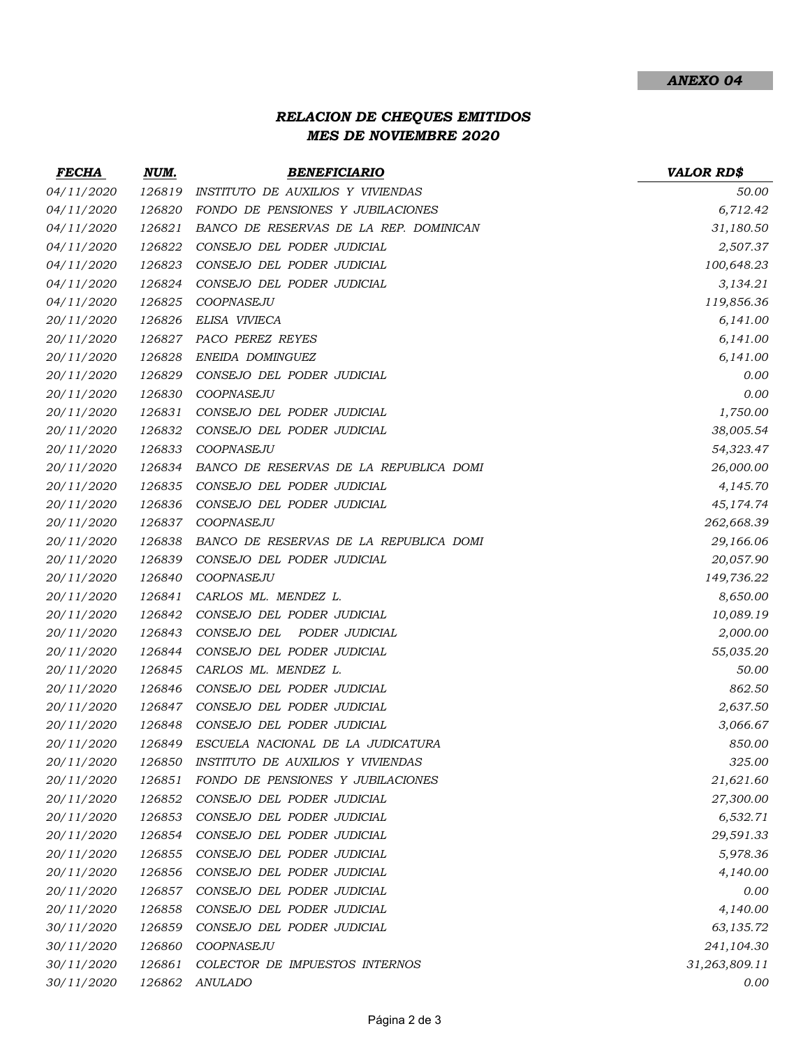**ANEXO 04**

## *RELACION DE CHEQUES EMITIDOS*
## *MES DE NOVIEMBRE 2020*

| FECHA | NUM. | BENEFICIARIO | VALOR RD$ |
|---|---|---|---|
| 04/11/2020 | 126819 | INSTITUTO DE AUXILIOS Y VIVIENDAS | 50.00 |
| 04/11/2020 | 126820 | FONDO DE PENSIONES Y JUBILACIONES | 6,712.42 |
| 04/11/2020 | 126821 | BANCO DE RESERVAS DE LA REP. DOMINICAN | 31,180.50 |
| 04/11/2020 | 126822 | CONSEJO DEL PODER JUDICIAL | 2,507.37 |
| 04/11/2020 | 126823 | CONSEJO DEL PODER JUDICIAL | 100,648.23 |
| 04/11/2020 | 126824 | CONSEJO DEL PODER JUDICIAL | 3,134.21 |
| 04/11/2020 | 126825 | COOPNASEJU | 119,856.36 |
| 20/11/2020 | 126826 | ELISA VIVIECA | 6,141.00 |
| 20/11/2020 | 126827 | PACO PEREZ REYES | 6,141.00 |
| 20/11/2020 | 126828 | ENEIDA DOMINGUEZ | 6,141.00 |
| 20/11/2020 | 126829 | CONSEJO DEL PODER JUDICIAL | 0.00 |
| 20/11/2020 | 126830 | COOPNASEJU | 0.00 |
| 20/11/2020 | 126831 | CONSEJO DEL PODER JUDICIAL | 1,750.00 |
| 20/11/2020 | 126832 | CONSEJO DEL PODER JUDICIAL | 38,005.54 |
| 20/11/2020 | 126833 | COOPNASEJU | 54,323.47 |
| 20/11/2020 | 126834 | BANCO DE RESERVAS DE LA REPUBLICA DOMI | 26,000.00 |
| 20/11/2020 | 126835 | CONSEJO DEL PODER JUDICIAL | 4,145.70 |
| 20/11/2020 | 126836 | CONSEJO DEL PODER JUDICIAL | 45,174.74 |
| 20/11/2020 | 126837 | COOPNASEJU | 262,668.39 |
| 20/11/2020 | 126838 | BANCO DE RESERVAS DE LA REPUBLICA DOMI | 29,166.06 |
| 20/11/2020 | 126839 | CONSEJO DEL PODER JUDICIAL | 20,057.90 |
| 20/11/2020 | 126840 | COOPNASEJU | 149,736.22 |
| 20/11/2020 | 126841 | CARLOS ML. MENDEZ L. | 8,650.00 |
| 20/11/2020 | 126842 | CONSEJO DEL PODER JUDICIAL | 10,089.19 |
| 20/11/2020 | 126843 | CONSEJO DEL PODER JUDICIAL | 2,000.00 |
| 20/11/2020 | 126844 | CONSEJO DEL PODER JUDICIAL | 55,035.20 |
| 20/11/2020 | 126845 | CARLOS ML. MENDEZ L. | 50.00 |
| 20/11/2020 | 126846 | CONSEJO DEL PODER JUDICIAL | 862.50 |
| 20/11/2020 | 126847 | CONSEJO DEL PODER JUDICIAL | 2,637.50 |
| 20/11/2020 | 126848 | CONSEJO DEL PODER JUDICIAL | 3,066.67 |
| 20/11/2020 | 126849 | ESCUELA NACIONAL DE LA JUDICATURA | 850.00 |
| 20/11/2020 | 126850 | INSTITUTO DE AUXILIOS Y VIVIENDAS | 325.00 |
| 20/11/2020 | 126851 | FONDO DE PENSIONES Y JUBILACIONES | 21,621.60 |
| 20/11/2020 | 126852 | CONSEJO DEL PODER JUDICIAL | 27,300.00 |
| 20/11/2020 | 126853 | CONSEJO DEL PODER JUDICIAL | 6,532.71 |
| 20/11/2020 | 126854 | CONSEJO DEL PODER JUDICIAL | 29,591.33 |
| 20/11/2020 | 126855 | CONSEJO DEL PODER JUDICIAL | 5,978.36 |
| 20/11/2020 | 126856 | CONSEJO DEL PODER JUDICIAL | 4,140.00 |
| 20/11/2020 | 126857 | CONSEJO DEL PODER JUDICIAL | 0.00 |
| 20/11/2020 | 126858 | CONSEJO DEL PODER JUDICIAL | 4,140.00 |
| 30/11/2020 | 126859 | CONSEJO DEL PODER JUDICIAL | 63,135.72 |
| 30/11/2020 | 126860 | COOPNASEJU | 241,104.30 |
| 30/11/2020 | 126861 | COLECTOR DE IMPUESTOS INTERNOS | 31,263,809.11 |
| 30/11/2020 | 126862 | ANULADO | 0.00 |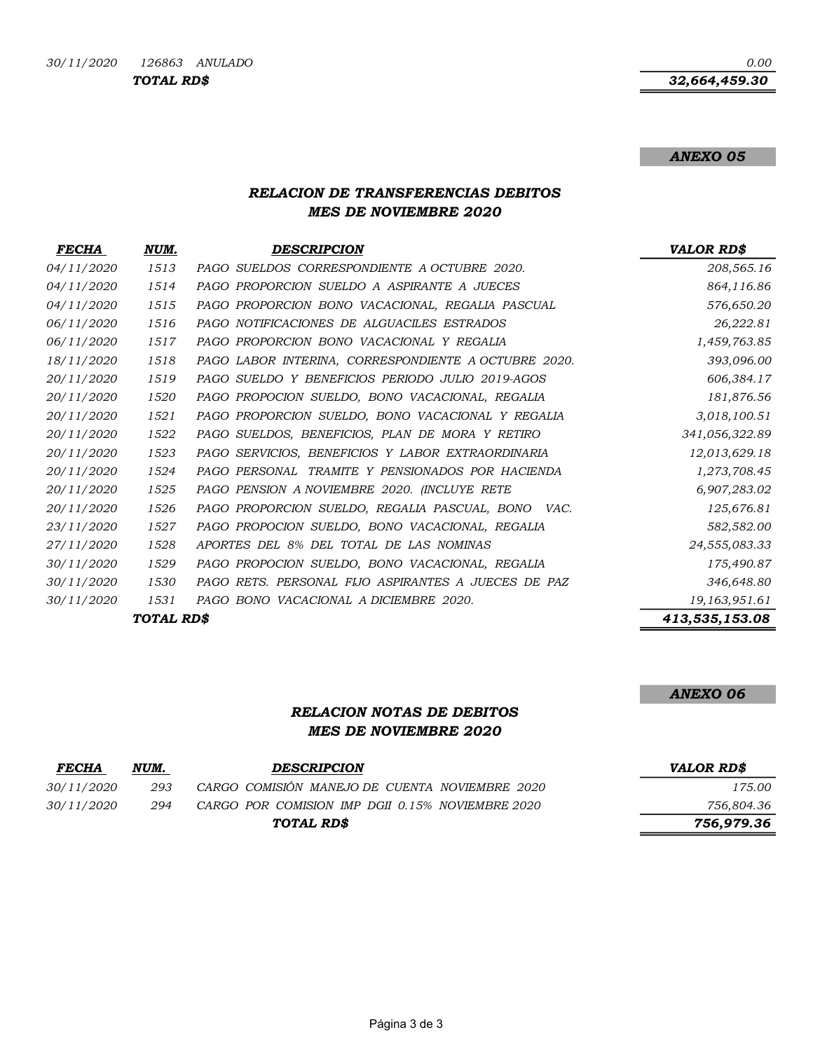| | | | |
|---|---|---|---|
| 30/11/2020 | 126863 | ANULADO | 0.00 |
| | TOTAL RD$ | | 32,664,459.30 |

***ANEXO 05***

### *RELACION DE TRANSFERENCIAS DEBITOS*
### *MES DE NOVIEMBRE 2020*

| FECHA | NUM. | DESCRIPCION | VALOR RD$ |
|---|---|---|---|
| 04/11/2020 | 1513 | PAGO SUELDOS CORRESPONDIENTE A OCTUBRE 2020. | 208,565.16 |
| 04/11/2020 | 1514 | PAGO PROPORCION SUELDO A ASPIRANTE A JUECES | 864,116.86 |
| 04/11/2020 | 1515 | PAGO PROPORCION BONO VACACIONAL, REGALIA PASCUAL | 576,650.20 |
| 06/11/2020 | 1516 | PAGO NOTIFICACIONES DE ALGUACILES ESTRADOS | 26,222.81 |
| 06/11/2020 | 1517 | PAGO PROPORCION BONO VACACIONAL Y REGALIA | 1,459,763.85 |
| 18/11/2020 | 1518 | PAGO LABOR INTERINA, CORRESPONDIENTE A OCTUBRE 2020. | 393,096.00 |
| 20/11/2020 | 1519 | PAGO SUELDO Y BENEFICIOS PERIODO JULIO 2019-AGOS | 606,384.17 |
| 20/11/2020 | 1520 | PAGO PROPOCION SUELDO, BONO VACACIONAL, REGALIA | 181,876.56 |
| 20/11/2020 | 1521 | PAGO PROPORCION SUELDO, BONO VACACIONAL Y REGALIA | 3,018,100.51 |
| 20/11/2020 | 1522 | PAGO SUELDOS, BENEFICIOS, PLAN DE MORA Y RETIRO | 341,056,322.89 |
| 20/11/2020 | 1523 | PAGO SERVICIOS, BENEFICIOS Y LABOR EXTRAORDINARIA | 12,013,629.18 |
| 20/11/2020 | 1524 | PAGO PERSONAL TRAMITE Y PENSIONADOS POR HACIENDA | 1,273,708.45 |
| 20/11/2020 | 1525 | PAGO PENSION A NOVIEMBRE 2020. (INCLUYE RETE | 6,907,283.02 |
| 20/11/2020 | 1526 | PAGO PROPORCION SUELDO, REGALIA PASCUAL, BONO VAC. | 125,676.81 |
| 23/11/2020 | 1527 | PAGO PROPOCION SUELDO, BONO VACACIONAL, REGALIA | 582,582.00 |
| 27/11/2020 | 1528 | APORTES DEL 8% DEL TOTAL DE LAS NOMINAS | 24,555,083.33 |
| 30/11/2020 | 1529 | PAGO PROPOCION SUELDO, BONO VACACIONAL, REGALIA | 175,490.87 |
| 30/11/2020 | 1530 | PAGO RETS. PERSONAL FIJO ASPIRANTES A JUECES DE PAZ | 346,648.80 |
| 30/11/2020 | 1531 | PAGO BONO VACACIONAL A DICIEMBRE 2020. | 19,163,951.61 |
| | TOTAL RD$ | | 413,535,153.08 |

***ANEXO 06***

### *RELACION NOTAS DE DEBITOS*
### *MES DE NOVIEMBRE 2020*

| FECHA | NUM. | DESCRIPCION | VALOR RD$ |
|---|---|---|---|
| 30/11/2020 | 293 | CARGO COMISIÓN MANEJO DE CUENTA NOVIEMBRE 2020 | 175.00 |
| 30/11/2020 | 294 | CARGO POR COMISION IMP DGII 0.15% NOVIEMBRE 2020 | 756,804.36 |
| | | TOTAL RD$ | 756,979.36 |